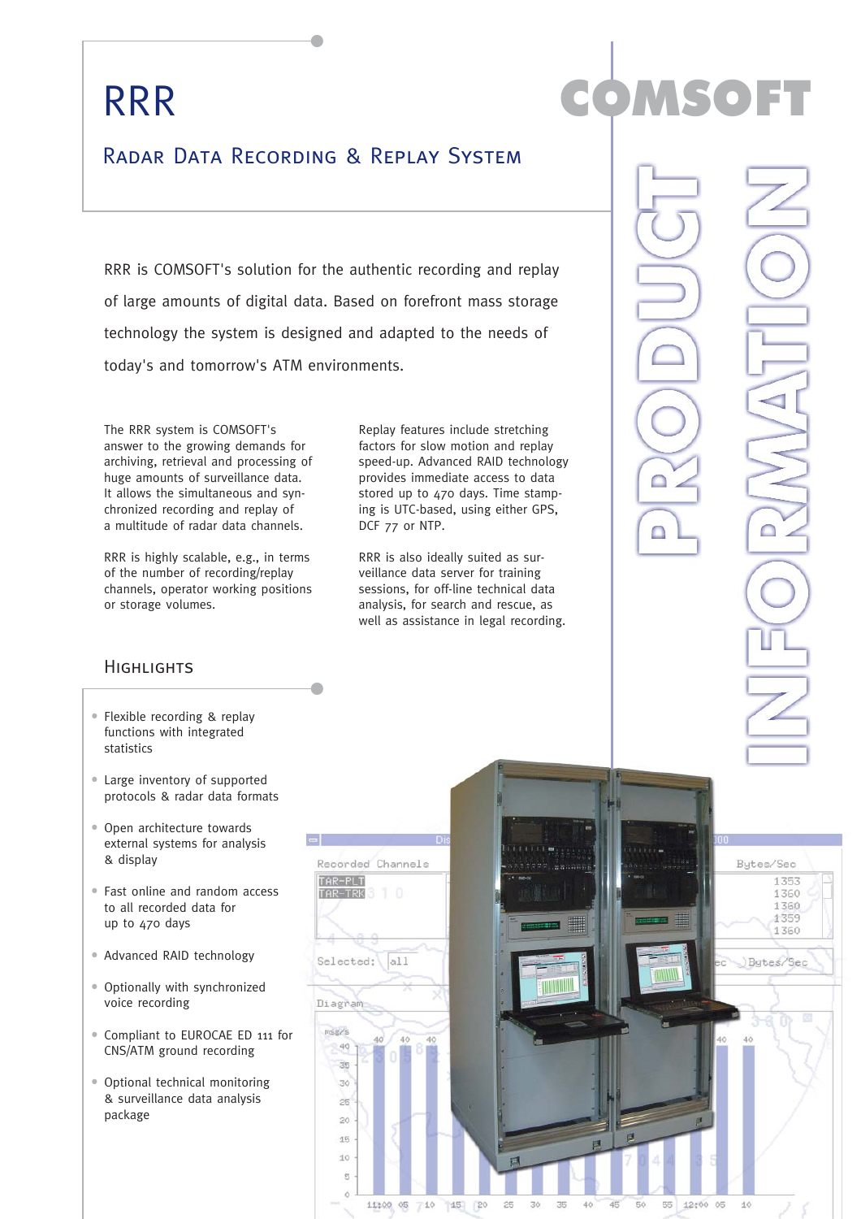# RRR

## Radar Data Recording & Replay System

COMSOFT

PRODUCT INFORMATION

RRR is COMSOFT's solution for the authentic recording and replay of large amounts of digital data. Based on forefront mass storage technology the system is designed and adapted to the needs of today's and tomorrow's ATM environments.

The RRR system is COMSOFT's answer to the growing demands for archiving, retrieval and processing of huge amounts of surveillance data. It allows the simultaneous and synchronized recording and replay of a multitude of radar data channels.

RRR is highly scalable, e.g., in terms of the number of recording/replay channels, operator working positions or storage volumes.

Replay features include stretching factors for slow motion and replay speed-up. Advanced RAID technology provides immediate access to data stored up to 470 days. Time stamping is UTC-based, using either GPS, DCF 77 or NTP.

RRR is also ideally suited as surveillance data server for training sessions, for off-line technical data analysis, for search and rescue, as well as assistance in legal recording.

## Highlights

- Flexible recording & replay functions with integrated statistics
- Large inventory of supported protocols & radar data formats
- Open architecture towards external systems for analysis & display
- Fast online and random access to all recorded data for up to 470 days
- Advanced RAID technology
- Optionally with synchronized voice recording
- Compliant to EUROCAE ED 111 for CNS/ATM ground recording
- Optional technical monitoring & surveillance data analysis package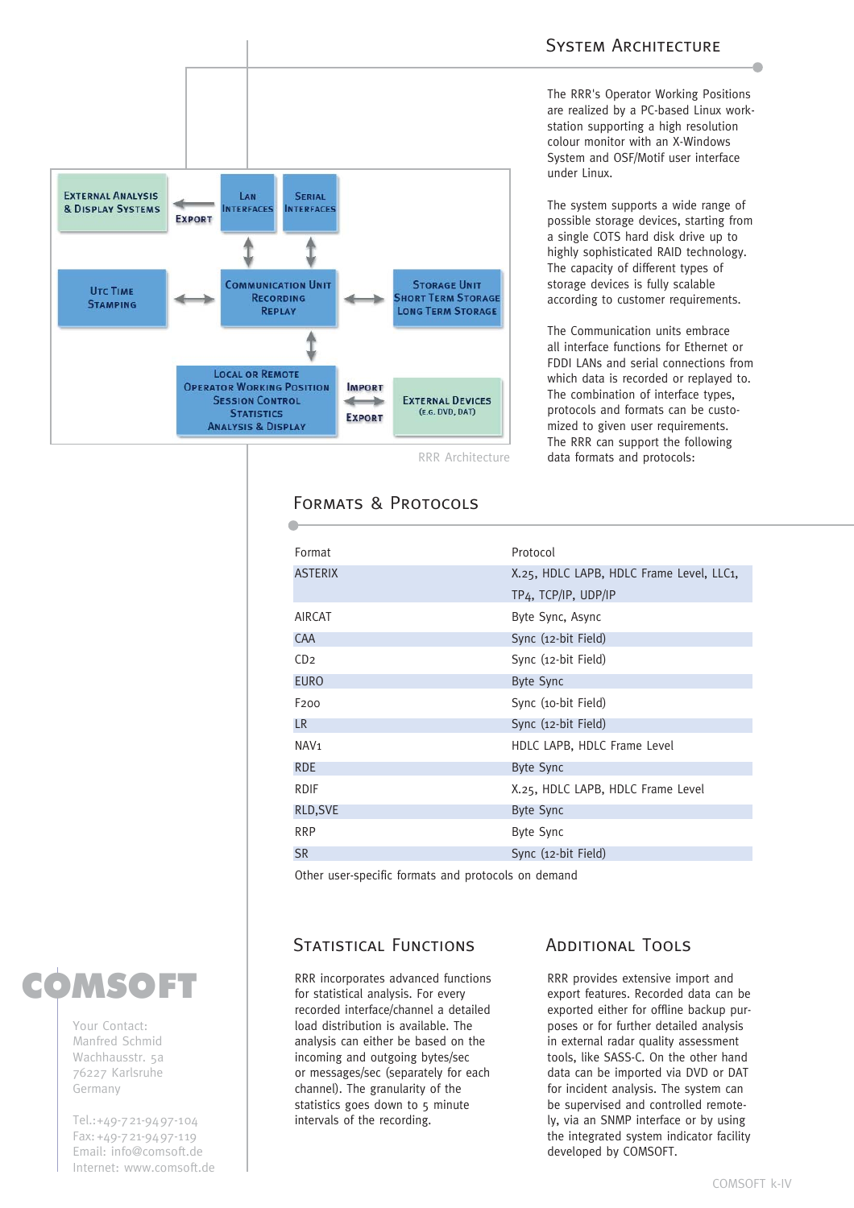LAN INTERFACES

SERIAL INTERFACES

EXTERNAL ANALYSIS & DISPLAY SYSTEMS

EXPORT

UTC TIME STAMPING

COMMUNICATION UNIT RECORDING REPLAY

STORAGE UNIT SHORT TERM STORAGE LONG TERM STORAGE

LOCAL OR REMOTE OPERATOR WORKING POSITION SESSION CONTROL STATISTICS ANALYSIS & DISPLAY

IMPORT

EXPORT

EXTERNAL DEVICES (E.G. DVD, DAT)

RRR Architecture

## System Architecture

The RRR's Operator Working Positions are realized by a PC-based Linux workstation supporting a high resolution colour monitor with an X-Windows System and OSF/Motif user interface under Linux.

The system supports a wide range of possible storage devices, starting from a single COTS hard disk drive up to highly sophisticated RAID technology. The capacity of different types of storage devices is fully scalable according to customer requirements.

The Communication units embrace all interface functions for Ethernet or FDDI LANs and serial connections from which data is recorded or replayed to. The combination of interface types, protocols and formats can be customized to given user requirements. The RRR can support the following data formats and protocols:

## Formats & Protocols

| Format | Protocol |
|---|---|
| ASTERIX | X.25, HDLC LAPB, HDLC Frame Level, LLC1, TP4, TCP/IP, UDP/IP |
| AIRCAT | Byte Sync, Async |
| CAA | Sync (12-bit Field) |
| CD2 | Sync (12-bit Field) |
| EURO | Byte Sync |
| F200 | Sync (10-bit Field) |
| LR | Sync (12-bit Field) |
| NAV1 | HDLC LAPB, HDLC Frame Level |
| RDE | Byte Sync |
| RDIF | X.25, HDLC LAPB, HDLC Frame Level |
| RLD,SVE | Byte Sync |
| RRP | Byte Sync |
| SR | Sync (12-bit Field) |

Other user-specific formats and protocols on demand

## Statistical Functions

RRR incorporates advanced functions for statistical analysis. For every recorded interface/channel a detailed load distribution is available. The analysis can either be based on the incoming and outgoing bytes/sec or messages/sec (separately for each channel). The granularity of the statistics goes down to 5 minute intervals of the recording.

## Additional Tools

RRR provides extensive import and export features. Recorded data can be exported either for offline backup purposes or for further detailed analysis in external radar quality assessment tools, like SASS-C. On the other hand data can be imported via DVD or DAT for incident analysis. The system can be supervised and controlled remotely, via an SNMP interface or by using the integrated system indicator facility developed by COMSOFT.

COMSOFT

Your Contact:
Manfred Schmid
Wachhausstr. 5a
76227 Karlsruhe
Germany

Tel.:+49-721-9497-104
Fax: +49-721-9497-119
Email: info@comsoft.de
Internet: www.comsoft.de